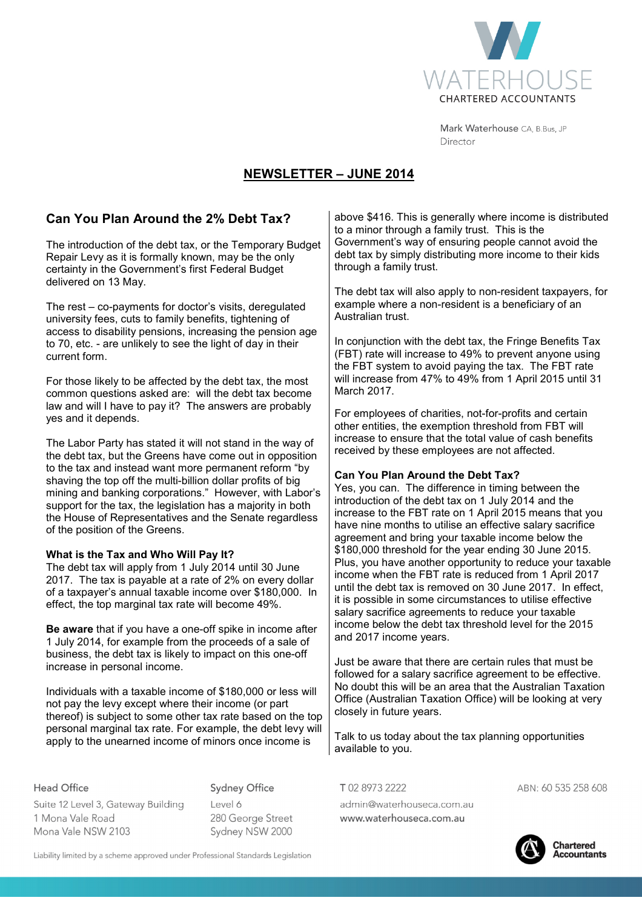WATERHOUSE
CHARTERED ACCOUNTANTS

Mark Waterhouse CA, B.Bus, JP
Director

# NEWSLETTER – JUNE 2014

## Can You Plan Around the 2% Debt Tax?

The introduction of the debt tax, or the Temporary Budget Repair Levy as it is formally known, may be the only certainty in the Government's first Federal Budget delivered on 13 May.

The rest – co-payments for doctor's visits, deregulated university fees, cuts to family benefits, tightening of access to disability pensions, increasing the pension age to 70, etc. - are unlikely to see the light of day in their current form.

For those likely to be affected by the debt tax, the most common questions asked are: will the debt tax become law and will I have to pay it? The answers are probably yes and it depends.

The Labor Party has stated it will not stand in the way of the debt tax, but the Greens have come out in opposition to the tax and instead want more permanent reform "by shaving the top off the multi-billion dollar profits of big mining and banking corporations." However, with Labor's support for the tax, the legislation has a majority in both the House of Representatives and the Senate regardless of the position of the Greens.

### What is the Tax and Who Will Pay It?

The debt tax will apply from 1 July 2014 until 30 June 2017. The tax is payable at a rate of 2% on every dollar of a taxpayer's annual taxable income over $180,000. In effect, the top marginal tax rate will become 49%.

**Be aware** that if you have a one-off spike in income after 1 July 2014, for example from the proceeds of a sale of business, the debt tax is likely to impact on this one-off increase in personal income.

Individuals with a taxable income of $180,000 or less will not pay the levy except where their income (or part thereof) is subject to some other tax rate based on the top personal marginal tax rate. For example, the debt levy will apply to the unearned income of minors once income is above $416. This is generally where income is distributed to a minor through a family trust. This is the Government's way of ensuring people cannot avoid the debt tax by simply distributing more income to their kids through a family trust.

The debt tax will also apply to non-resident taxpayers, for example where a non-resident is a beneficiary of an Australian trust.

In conjunction with the debt tax, the Fringe Benefits Tax (FBT) rate will increase to 49% to prevent anyone using the FBT system to avoid paying the tax. The FBT rate will increase from 47% to 49% from 1 April 2015 until 31 March 2017.

For employees of charities, not-for-profits and certain other entities, the exemption threshold from FBT will increase to ensure that the total value of cash benefits received by these employees are not affected.

### Can You Plan Around the Debt Tax?

Yes, you can. The difference in timing between the introduction of the debt tax on 1 July 2014 and the increase to the FBT rate on 1 April 2015 means that you have nine months to utilise an effective salary sacrifice agreement and bring your taxable income below the $180,000 threshold for the year ending 30 June 2015. Plus, you have another opportunity to reduce your taxable income when the FBT rate is reduced from 1 April 2017 until the debt tax is removed on 30 June 2017. In effect, it is possible in some circumstances to utilise effective salary sacrifice agreements to reduce your taxable income below the debt tax threshold level for the 2015 and 2017 income years.

Just be aware that there are certain rules that must be followed for a salary sacrifice agreement to be effective. No doubt this will be an area that the Australian Taxation Office (Australian Taxation Office) will be looking at very closely in future years.

Talk to us today about the tax planning opportunities available to you.

Head Office
Suite 12 Level 3, Gateway Building
1 Mona Vale Road
Mona Vale NSW 2103

Sydney Office
Level 6
280 George Street
Sydney NSW 2000

T 02 8973 2222
admin@waterhouseca.com.au
www.waterhouseca.com.au

ABN: 60 535 258 608

Chartered Accountants

Liability limited by a scheme approved under Professional Standards Legislation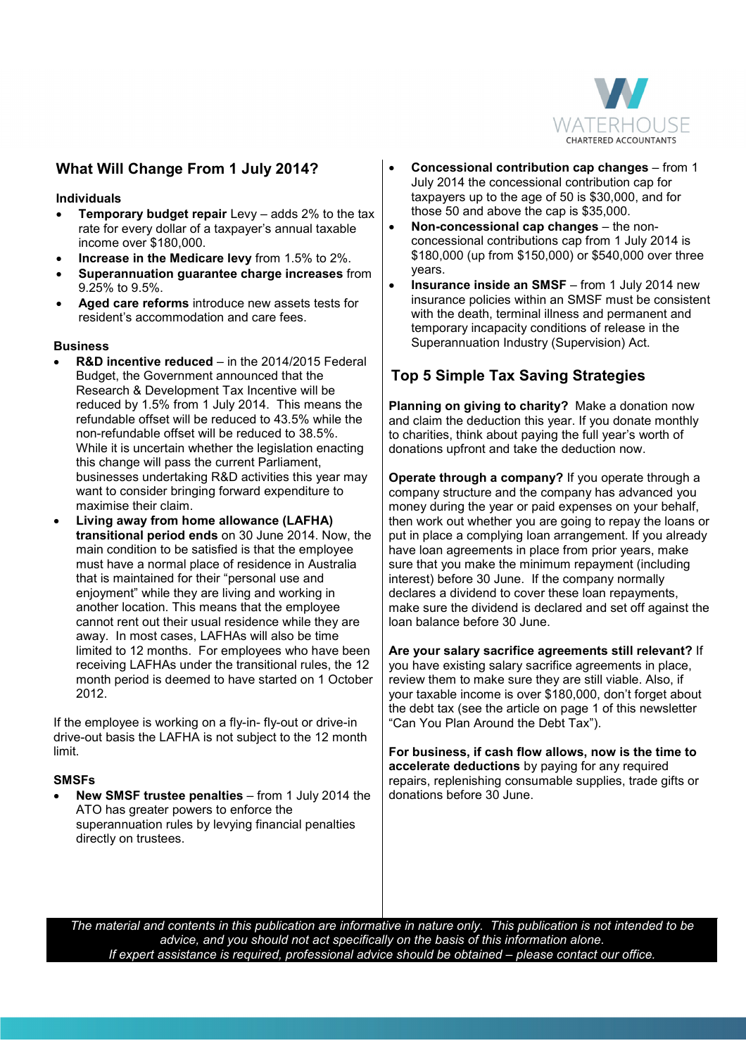## What Will Change From 1 July 2014?

### Individuals

- **Temporary budget repair** Levy – adds 2% to the tax rate for every dollar of a taxpayer's annual taxable income over $180,000.
- **Increase in the Medicare levy** from 1.5% to 2%.
- **Superannuation guarantee charge increases** from 9.25% to 9.5%.
- **Aged care reforms** introduce new assets tests for resident's accommodation and care fees.

### Business

- **R&D incentive reduced** – in the 2014/2015 Federal Budget, the Government announced that the Research & Development Tax Incentive will be reduced by 1.5% from 1 July 2014. This means the refundable offset will be reduced to 43.5% while the non-refundable offset will be reduced to 38.5%. While it is uncertain whether the legislation enacting this change will pass the current Parliament, businesses undertaking R&D activities this year may want to consider bringing forward expenditure to maximise their claim.
- **Living away from home allowance (LAFHA) transitional period ends** on 30 June 2014. Now, the main condition to be satisfied is that the employee must have a normal place of residence in Australia that is maintained for their "personal use and enjoyment" while they are living and working in another location. This means that the employee cannot rent out their usual residence while they are away. In most cases, LAFHAs will also be time limited to 12 months. For employees who have been receiving LAFHAs under the transitional rules, the 12 month period is deemed to have started on 1 October 2012.

If the employee is working on a fly-in- fly-out or drive-in drive-out basis the LAFHA is not subject to the 12 month limit.

### SMSFs

- **New SMSF trustee penalties** – from 1 July 2014 the ATO has greater powers to enforce the superannuation rules by levying financial penalties directly on trustees.
- **Concessional contribution cap changes** – from 1 July 2014 the concessional contribution cap for taxpayers up to the age of 50 is $30,000, and for those 50 and above the cap is $35,000.
- **Non-concessional cap changes** – the non-concessional contributions cap from 1 July 2014 is $180,000 (up from $150,000) or $540,000 over three years.
- **Insurance inside an SMSF** – from 1 July 2014 new insurance policies within an SMSF must be consistent with the death, terminal illness and permanent and temporary incapacity conditions of release in the Superannuation Industry (Supervision) Act.

## Top 5 Simple Tax Saving Strategies

**Planning on giving to charity?** Make a donation now and claim the deduction this year. If you donate monthly to charities, think about paying the full year's worth of donations upfront and take the deduction now.

**Operate through a company?** If you operate through a company structure and the company has advanced you money during the year or paid expenses on your behalf, then work out whether you are going to repay the loans or put in place a complying loan arrangement. If you already have loan agreements in place from prior years, make sure that you make the minimum repayment (including interest) before 30 June. If the company normally declares a dividend to cover these loan repayments, make sure the dividend is declared and set off against the loan balance before 30 June.

**Are your salary sacrifice agreements still relevant?** If you have existing salary sacrifice agreements in place, review them to make sure they are still viable. Also, if your taxable income is over $180,000, don't forget about the debt tax (see the article on page 1 of this newsletter "Can You Plan Around the Debt Tax").

**For business, if cash flow allows, now is the time to accelerate deductions** by paying for any required repairs, replenishing consumable supplies, trade gifts or donations before 30 June.

*The material and contents in this publication are informative in nature only. This publication is not intended to be advice, and you should not act specifically on the basis of this information alone. If expert assistance is required, professional advice should be obtained – please contact our office.*